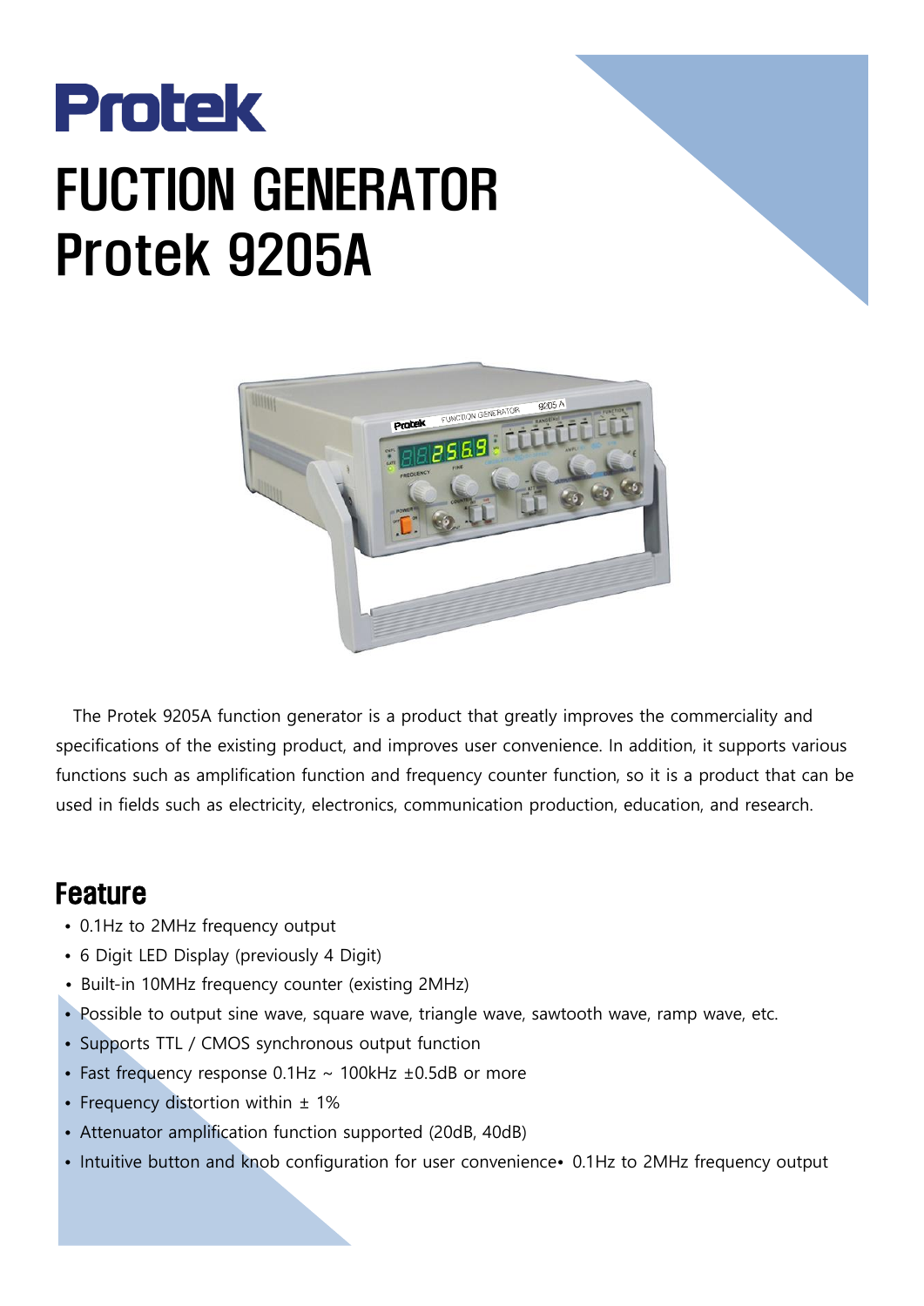# Protek

# FUCTION GENERATOR
# Protek 9205A

The Protek 9205A function generator is a product that greatly improves the commerciality and specifications of the existing product, and improves user convenience. In addition, it supports various functions such as amplification function and frequency counter function, so it is a product that can be used in fields such as electricity, electronics, communication production, education, and research.

## Feature

- 0.1Hz to 2MHz frequency output
- 6 Digit LED Display (previously 4 Digit)
- Built-in 10MHz frequency counter (existing 2MHz)
- Possible to output sine wave, square wave, triangle wave, sawtooth wave, ramp wave, etc.
- Supports TTL / CMOS synchronous output function
- Fast frequency response 0.1Hz ~ 100kHz ±0.5dB or more
- Frequency distortion within ± 1%
- Attenuator amplification function supported (20dB, 40dB)
- Intuitive button and knob configuration for user convenience• 0.1Hz to 2MHz frequency output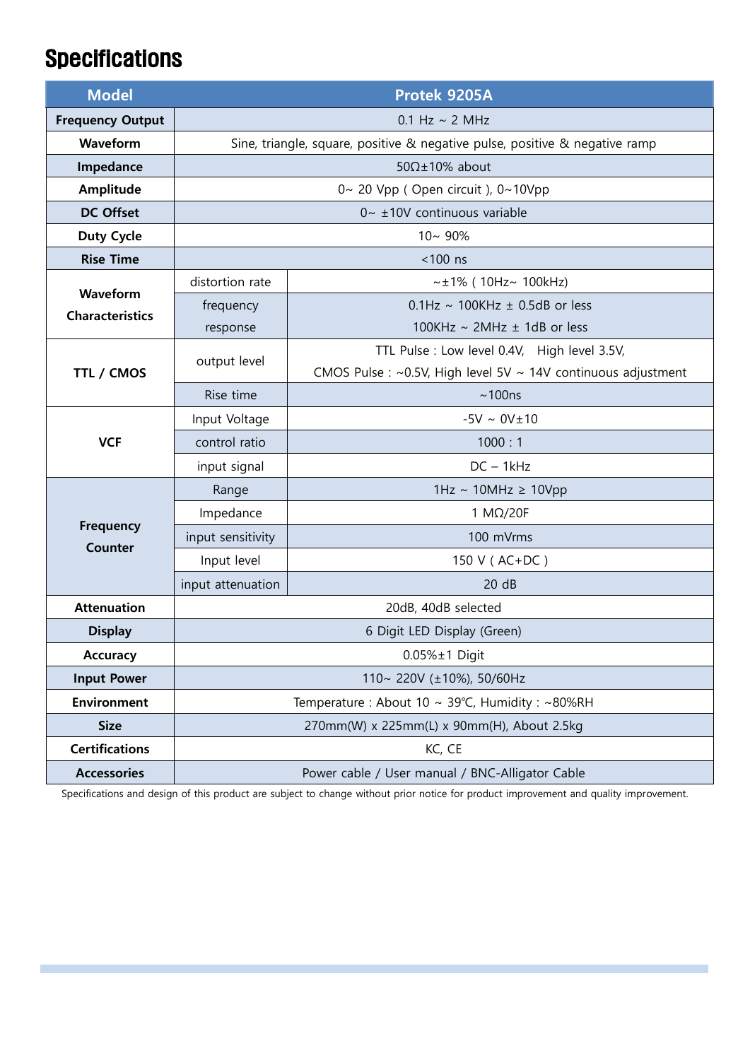# Specifications

| Model | | Protek 9205A |
|---|---|---|
| Frequency Output | | 0.1 Hz ~ 2 MHz |
| Waveform | | Sine, triangle, square, positive & negative pulse, positive & negative ramp |
| Impedance | | 50Ω±10% about |
| Amplitude | | 0~ 20 Vpp ( Open circuit ), 0~10Vpp |
| DC Offset | | 0~ ±10V continuous variable |
| Duty Cycle | | 10~ 90% |
| Rise Time | | <100 ns |
| Waveform Characteristics | distortion rate | ~±1% ( 10Hz~ 100kHz) |
| | frequency response | 0.1Hz ~ 100KHz ± 0.5dB or less<br>100KHz ~ 2MHz ± 1dB or less |
| TTL / CMOS | output level | TTL Pulse : Low level 0.4V, High level 3.5V,<br>CMOS Pulse : ~0.5V, High level 5V ~ 14V continuous adjustment |
| | Rise time | ~100ns |
| VCF | Input Voltage | -5V ~ 0V±10 |
| | control ratio | 1000 : 1 |
| | input signal | DC – 1kHz |
| Frequency Counter | Range | 1Hz ~ 10MHz ≥ 10Vpp |
| | Impedance | 1 MΩ/20F |
| | input sensitivity | 100 mVrms |
| | Input level | 150 V ( AC+DC ) |
| | input attenuation | 20 dB |
| Attenuation | | 20dB, 40dB selected |
| Display | | 6 Digit LED Display (Green) |
| Accuracy | | 0.05%±1 Digit |
| Input Power | | 110~ 220V (±10%), 50/60Hz |
| Environment | | Temperature : About 10 ~ 39℃, Humidity : ~80%RH |
| Size | | 270mm(W) x 225mm(L) x 90mm(H), About 2.5kg |
| Certifications | | KC, CE |
| Accessories | | Power cable / User manual / BNC-Alligator Cable |

Specifications and design of this product are subject to change without prior notice for product improvement and quality improvement.